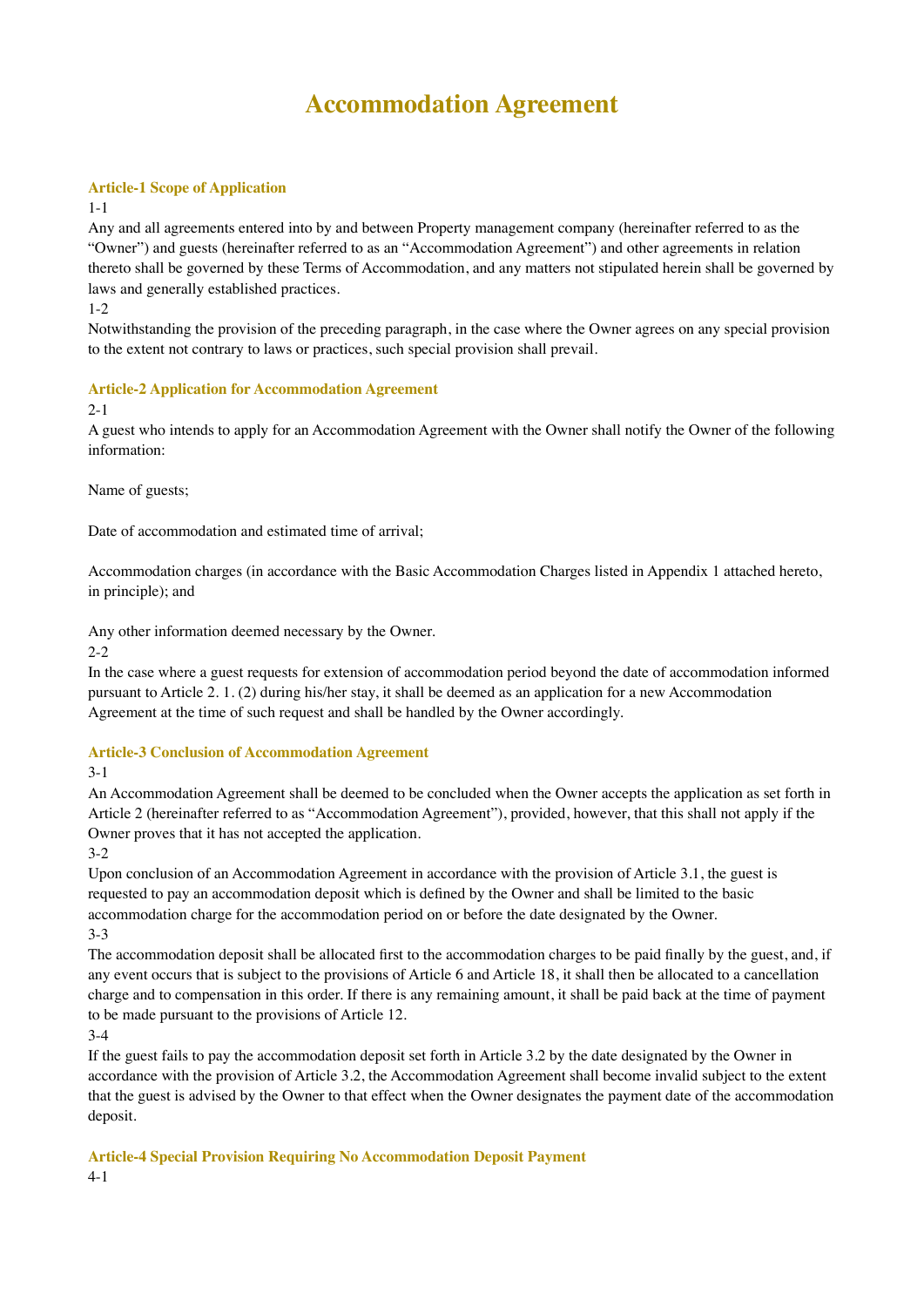# Accommodation Agreement

## Article-1 Scope of Application

1-1

Any and all agreements entered into by and between Property management company (hereinafter referred to as the "Owner") and guests (hereinafter referred to as an "Accommodation Agreement") and other agreements in relation thereto shall be governed by these Terms of Accommodation, and any matters not stipulated herein shall be governed by laws and generally established practices.

1-2

Notwithstanding the provision of the preceding paragraph, in the case where the Owner agrees on any special provision to the extent not contrary to laws or practices, such special provision shall prevail.

## Article-2 Application for Accommodation Agreement

2-1

A guest who intends to apply for an Accommodation Agreement with the Owner shall notify the Owner of the following information:

Name of guests;

Date of accommodation and estimated time of arrival;

Accommodation charges (in accordance with the Basic Accommodation Charges listed in Appendix 1 attached hereto, in principle); and

Any other information deemed necessary by the Owner.

2-2

In the case where a guest requests for extension of accommodation period beyond the date of accommodation informed pursuant to Article 2. 1. (2) during his/her stay, it shall be deemed as an application for a new Accommodation Agreement at the time of such request and shall be handled by the Owner accordingly.

## Article-3 Conclusion of Accommodation Agreement

3-1

An Accommodation Agreement shall be deemed to be concluded when the Owner accepts the application as set forth in Article 2 (hereinafter referred to as "Accommodation Agreement"), provided, however, that this shall not apply if the Owner proves that it has not accepted the application.

3-2

Upon conclusion of an Accommodation Agreement in accordance with the provision of Article 3.1, the guest is requested to pay an accommodation deposit which is defined by the Owner and shall be limited to the basic accommodation charge for the accommodation period on or before the date designated by the Owner.

3-3

The accommodation deposit shall be allocated first to the accommodation charges to be paid finally by the guest, and, if any event occurs that is subject to the provisions of Article 6 and Article 18, it shall then be allocated to a cancellation charge and to compensation in this order. If there is any remaining amount, it shall be paid back at the time of payment to be made pursuant to the provisions of Article 12.

3-4

If the guest fails to pay the accommodation deposit set forth in Article 3.2 by the date designated by the Owner in accordance with the provision of Article 3.2, the Accommodation Agreement shall become invalid subject to the extent that the guest is advised by the Owner to that effect when the Owner designates the payment date of the accommodation deposit.

## Article-4 Special Provision Requiring No Accommodation Deposit Payment

4-1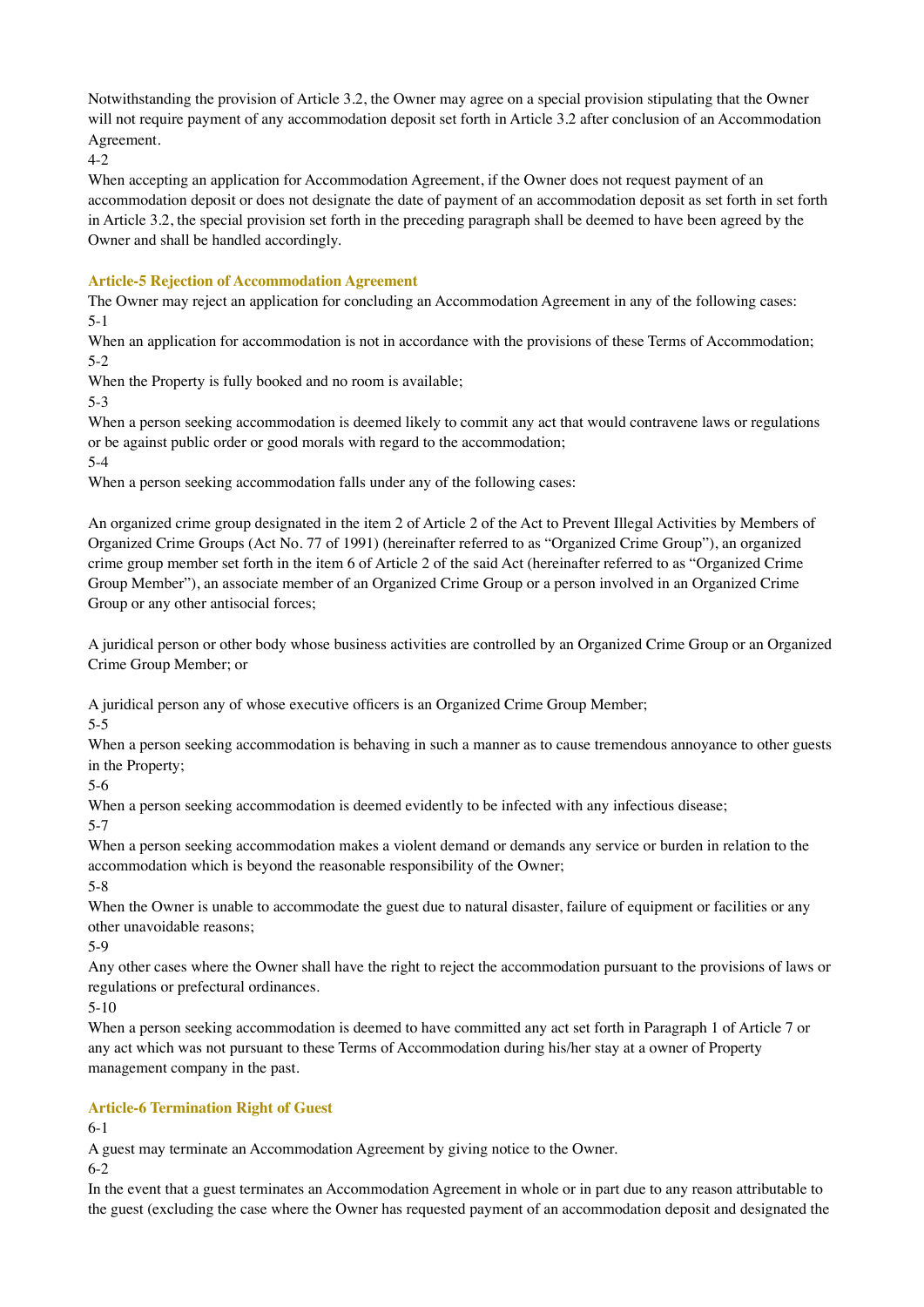Notwithstanding the provision of Article 3.2, the Owner may agree on a special provision stipulating that the Owner will not require payment of any accommodation deposit set forth in Article 3.2 after conclusion of an Accommodation Agreement.

4-2

When accepting an application for Accommodation Agreement, if the Owner does not request payment of an accommodation deposit or does not designate the date of payment of an accommodation deposit as set forth in set forth in Article 3.2, the special provision set forth in the preceding paragraph shall be deemed to have been agreed by the Owner and shall be handled accordingly.

### Article-5 Rejection of Accommodation Agreement

The Owner may reject an application for concluding an Accommodation Agreement in any of the following cases:

5-1

When an application for accommodation is not in accordance with the provisions of these Terms of Accommodation;

5-2

When the Property is fully booked and no room is available;

5-3

When a person seeking accommodation is deemed likely to commit any act that would contravene laws or regulations or be against public order or good morals with regard to the accommodation;

5-4

When a person seeking accommodation falls under any of the following cases:

An organized crime group designated in the item 2 of Article 2 of the Act to Prevent Illegal Activities by Members of Organized Crime Groups (Act No. 77 of 1991) (hereinafter referred to as “Organized Crime Group”), an organized crime group member set forth in the item 6 of Article 2 of the said Act (hereinafter referred to as “Organized Crime Group Member”), an associate member of an Organized Crime Group or a person involved in an Organized Crime Group or any other antisocial forces;

A juridical person or other body whose business activities are controlled by an Organized Crime Group or an Organized Crime Group Member; or

A juridical person any of whose executive officers is an Organized Crime Group Member;

5-5

When a person seeking accommodation is behaving in such a manner as to cause tremendous annoyance to other guests in the Property;

5-6

When a person seeking accommodation is deemed evidently to be infected with any infectious disease;

5-7

When a person seeking accommodation makes a violent demand or demands any service or burden in relation to the accommodation which is beyond the reasonable responsibility of the Owner;

5-8

When the Owner is unable to accommodate the guest due to natural disaster, failure of equipment or facilities or any other unavoidable reasons;

5-9

Any other cases where the Owner shall have the right to reject the accommodation pursuant to the provisions of laws or regulations or prefectural ordinances.

5-10

When a person seeking accommodation is deemed to have committed any act set forth in Paragraph 1 of Article 7 or any act which was not pursuant to these Terms of Accommodation during his/her stay at a owner of Property management company in the past.

### Article-6 Termination Right of Guest

6-1

A guest may terminate an Accommodation Agreement by giving notice to the Owner.

6-2

In the event that a guest terminates an Accommodation Agreement in whole or in part due to any reason attributable to the guest (excluding the case where the Owner has requested payment of an accommodation deposit and designated the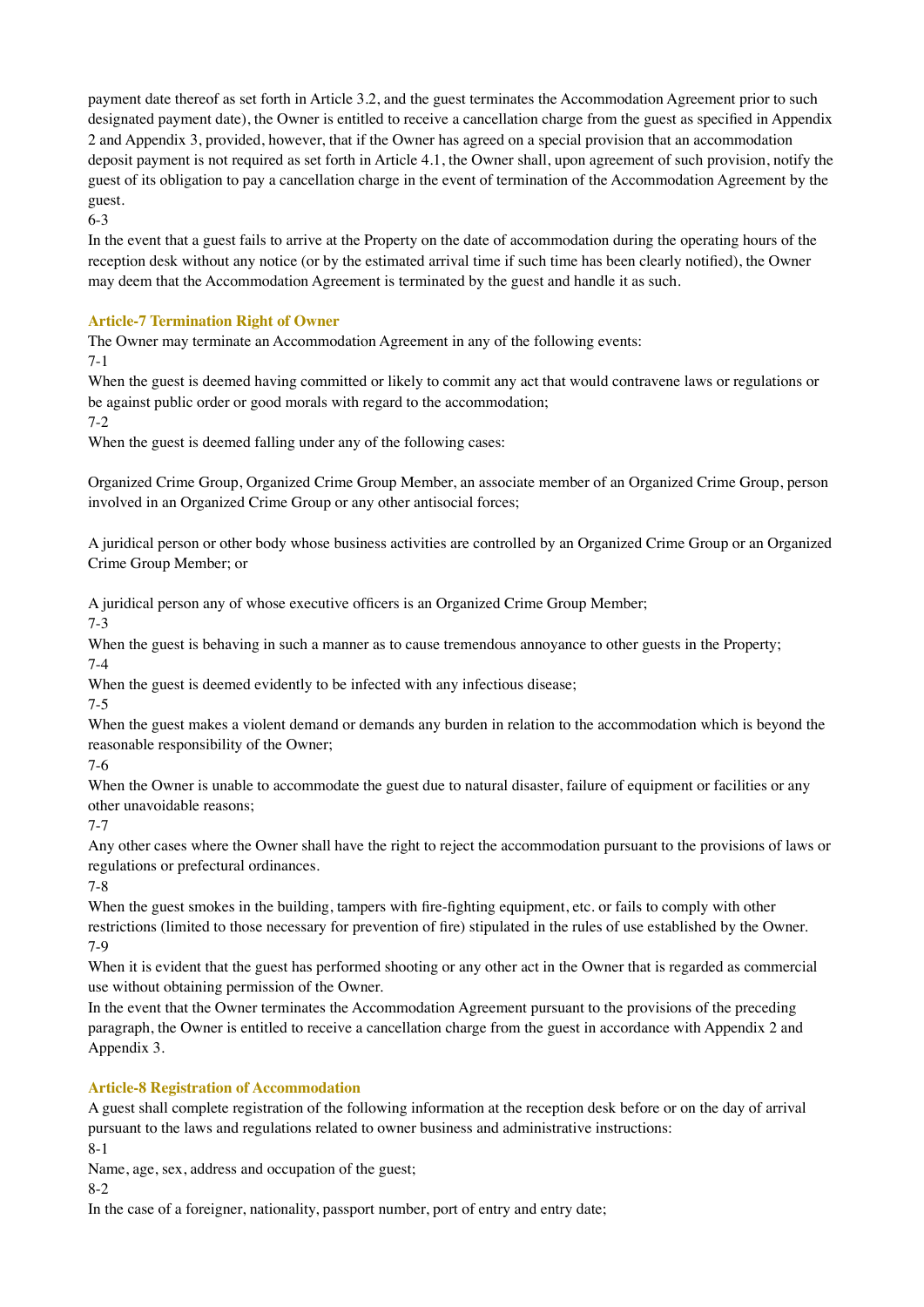payment date thereof as set forth in Article 3.2, and the guest terminates the Accommodation Agreement prior to such designated payment date), the Owner is entitled to receive a cancellation charge from the guest as specified in Appendix 2 and Appendix 3, provided, however, that if the Owner has agreed on a special provision that an accommodation deposit payment is not required as set forth in Article 4.1, the Owner shall, upon agreement of such provision, notify the guest of its obligation to pay a cancellation charge in the event of termination of the Accommodation Agreement by the guest.

6-3

In the event that a guest fails to arrive at the Property on the date of accommodation during the operating hours of the reception desk without any notice (or by the estimated arrival time if such time has been clearly notified), the Owner may deem that the Accommodation Agreement is terminated by the guest and handle it as such.

### Article-7 Termination Right of Owner

The Owner may terminate an Accommodation Agreement in any of the following events:

7-1

When the guest is deemed having committed or likely to commit any act that would contravene laws or regulations or be against public order or good morals with regard to the accommodation;

7-2

When the guest is deemed falling under any of the following cases:

Organized Crime Group, Organized Crime Group Member, an associate member of an Organized Crime Group, person involved in an Organized Crime Group or any other antisocial forces;

A juridical person or other body whose business activities are controlled by an Organized Crime Group or an Organized Crime Group Member; or

A juridical person any of whose executive officers is an Organized Crime Group Member;

7-3

When the guest is behaving in such a manner as to cause tremendous annoyance to other guests in the Property;

7-4

When the guest is deemed evidently to be infected with any infectious disease;

7-5

When the guest makes a violent demand or demands any burden in relation to the accommodation which is beyond the reasonable responsibility of the Owner;

7-6

When the Owner is unable to accommodate the guest due to natural disaster, failure of equipment or facilities or any other unavoidable reasons;

7-7

Any other cases where the Owner shall have the right to reject the accommodation pursuant to the provisions of laws or regulations or prefectural ordinances.

7-8

When the guest smokes in the building, tampers with fire-fighting equipment, etc. or fails to comply with other restrictions (limited to those necessary for prevention of fire) stipulated in the rules of use established by the Owner.

7-9

When it is evident that the guest has performed shooting or any other act in the Owner that is regarded as commercial use without obtaining permission of the Owner.

In the event that the Owner terminates the Accommodation Agreement pursuant to the provisions of the preceding paragraph, the Owner is entitled to receive a cancellation charge from the guest in accordance with Appendix 2 and Appendix 3.

### Article-8 Registration of Accommodation

A guest shall complete registration of the following information at the reception desk before or on the day of arrival pursuant to the laws and regulations related to owner business and administrative instructions:

8-1

Name, age, sex, address and occupation of the guest;

8-2

In the case of a foreigner, nationality, passport number, port of entry and entry date;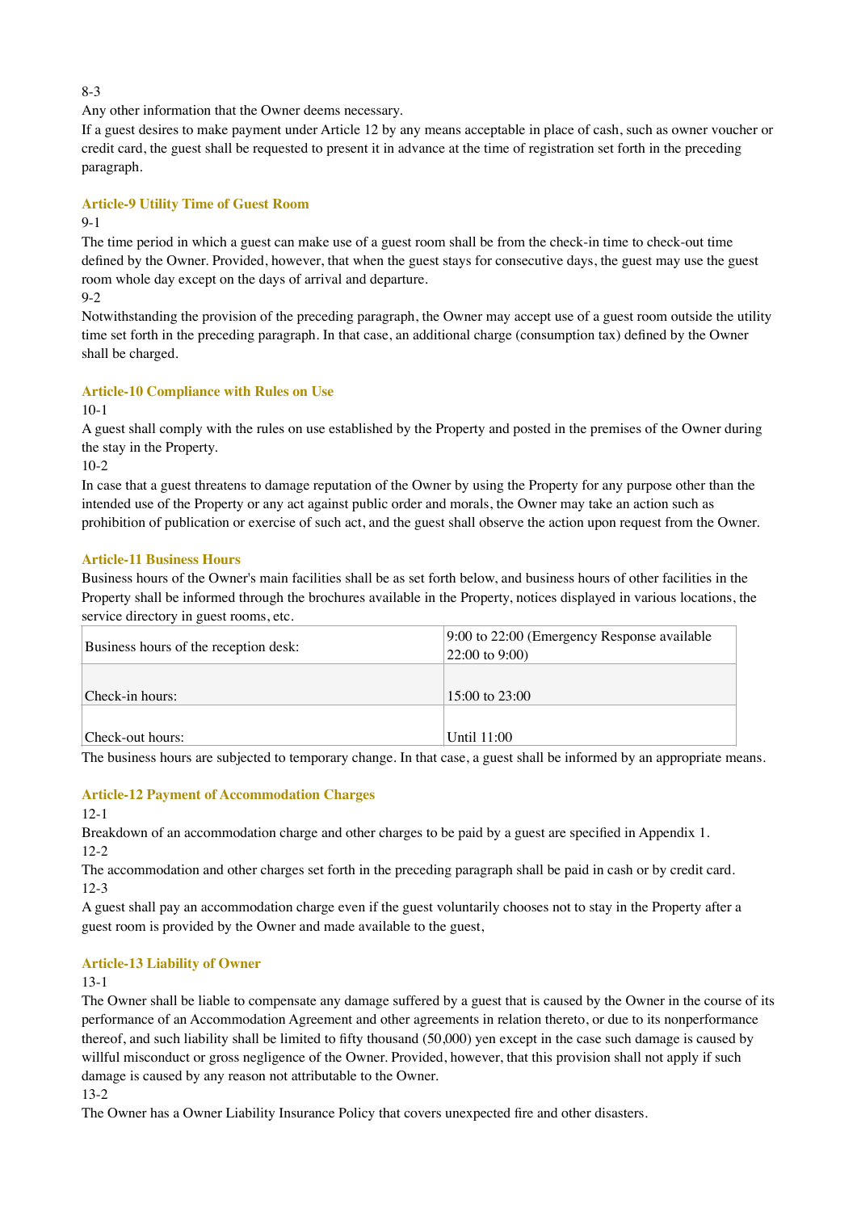8-3

Any other information that the Owner deems necessary.

If a guest desires to make payment under Article 12 by any means acceptable in place of cash, such as owner voucher or credit card, the guest shall be requested to present it in advance at the time of registration set forth in the preceding paragraph.

### Article-9 Utility Time of Guest Room

9-1

The time period in which a guest can make use of a guest room shall be from the check-in time to check-out time defined by the Owner. Provided, however, that when the guest stays for consecutive days, the guest may use the guest room whole day except on the days of arrival and departure.

9-2

Notwithstanding the provision of the preceding paragraph, the Owner may accept use of a guest room outside the utility time set forth in the preceding paragraph. In that case, an additional charge (consumption tax) defined by the Owner shall be charged.

### Article-10 Compliance with Rules on Use

10-1

A guest shall comply with the rules on use established by the Property and posted in the premises of the Owner during the stay in the Property.

10-2

In case that a guest threatens to damage reputation of the Owner by using the Property for any purpose other than the intended use of the Property or any act against public order and morals, the Owner may take an action such as prohibition of publication or exercise of such act, and the guest shall observe the action upon request from the Owner.

### Article-11 Business Hours

Business hours of the Owner's main facilities shall be as set forth below, and business hours of other facilities in the Property shall be informed through the brochures available in the Property, notices displayed in various locations, the service directory in guest rooms, etc.

| | |
|---|---|
| Business hours of the reception desk: | 9:00 to 22:00 (Emergency Response available 22:00 to 9:00) |
| Check-in hours: | 15:00 to 23:00 |
| Check-out hours: | Until 11:00 |

The business hours are subjected to temporary change. In that case, a guest shall be informed by an appropriate means.

### Article-12 Payment of Accommodation Charges

12-1

Breakdown of an accommodation charge and other charges to be paid by a guest are specified in Appendix 1.

12-2

The accommodation and other charges set forth in the preceding paragraph shall be paid in cash or by credit card.

12-3

A guest shall pay an accommodation charge even if the guest voluntarily chooses not to stay in the Property after a guest room is provided by the Owner and made available to the guest,

### Article-13 Liability of Owner

13-1

The Owner shall be liable to compensate any damage suffered by a guest that is caused by the Owner in the course of its performance of an Accommodation Agreement and other agreements in relation thereto, or due to its nonperformance thereof, and such liability shall be limited to fifty thousand (50,000) yen except in the case such damage is caused by willful misconduct or gross negligence of the Owner. Provided, however, that this provision shall not apply if such damage is caused by any reason not attributable to the Owner.

13-2

The Owner has a Owner Liability Insurance Policy that covers unexpected fire and other disasters.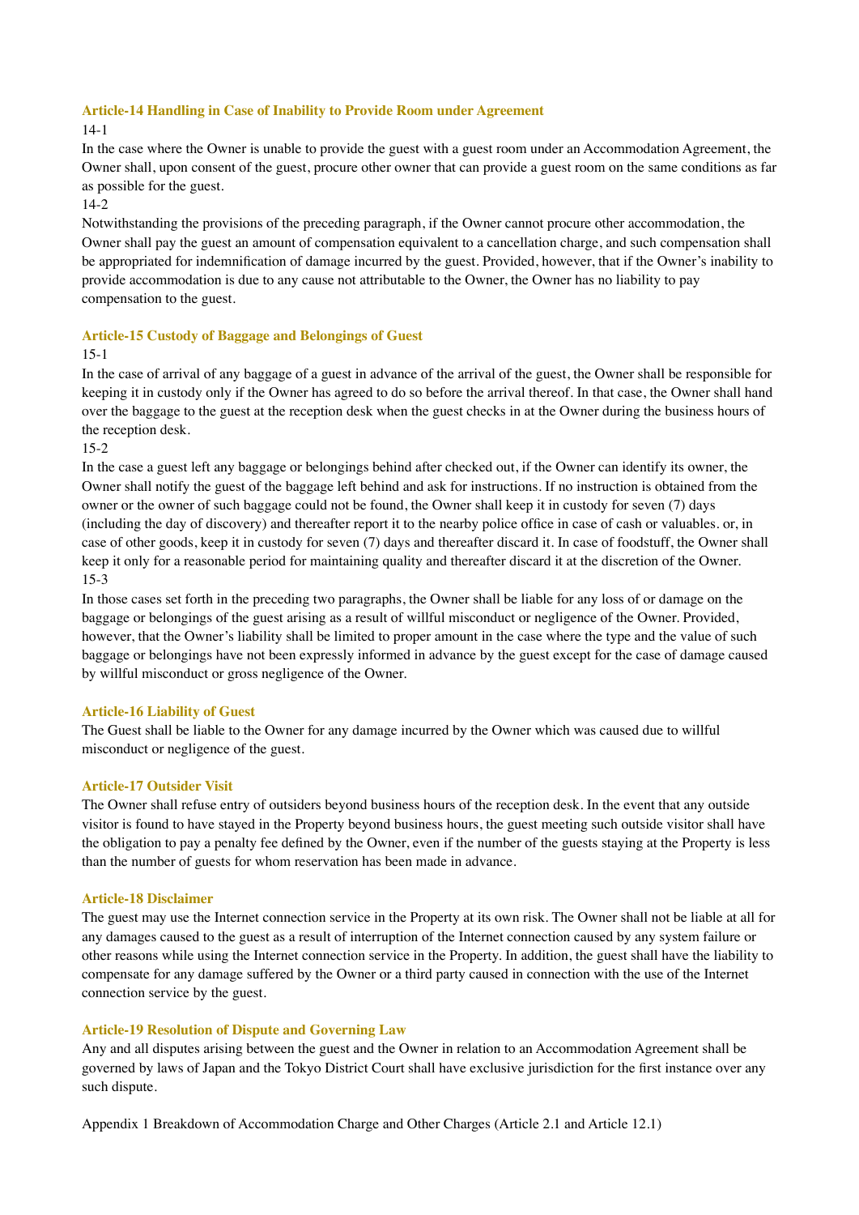### Article-14 Handling in Case of Inability to Provide Room under Agreement

14-1

In the case where the Owner is unable to provide the guest with a guest room under an Accommodation Agreement, the Owner shall, upon consent of the guest, procure other owner that can provide a guest room on the same conditions as far as possible for the guest.

14-2

Notwithstanding the provisions of the preceding paragraph, if the Owner cannot procure other accommodation, the Owner shall pay the guest an amount of compensation equivalent to a cancellation charge, and such compensation shall be appropriated for indemnification of damage incurred by the guest. Provided, however, that if the Owner's inability to provide accommodation is due to any cause not attributable to the Owner, the Owner has no liability to pay compensation to the guest.

### Article-15 Custody of Baggage and Belongings of Guest

15-1

In the case of arrival of any baggage of a guest in advance of the arrival of the guest, the Owner shall be responsible for keeping it in custody only if the Owner has agreed to do so before the arrival thereof. In that case, the Owner shall hand over the baggage to the guest at the reception desk when the guest checks in at the Owner during the business hours of the reception desk.

15-2

In the case a guest left any baggage or belongings behind after checked out, if the Owner can identify its owner, the Owner shall notify the guest of the baggage left behind and ask for instructions. If no instruction is obtained from the owner or the owner of such baggage could not be found, the Owner shall keep it in custody for seven (7) days (including the day of discovery) and thereafter report it to the nearby police office in case of cash or valuables. or, in case of other goods, keep it in custody for seven (7) days and thereafter discard it. In case of foodstuff, the Owner shall keep it only for a reasonable period for maintaining quality and thereafter discard it at the discretion of the Owner.

15-3

In those cases set forth in the preceding two paragraphs, the Owner shall be liable for any loss of or damage on the baggage or belongings of the guest arising as a result of willful misconduct or negligence of the Owner. Provided, however, that the Owner's liability shall be limited to proper amount in the case where the type and the value of such baggage or belongings have not been expressly informed in advance by the guest except for the case of damage caused by willful misconduct or gross negligence of the Owner.

### Article-16 Liability of Guest

The Guest shall be liable to the Owner for any damage incurred by the Owner which was caused due to willful misconduct or negligence of the guest.

### Article-17 Outsider Visit

The Owner shall refuse entry of outsiders beyond business hours of the reception desk. In the event that any outside visitor is found to have stayed in the Property beyond business hours, the guest meeting such outside visitor shall have the obligation to pay a penalty fee defined by the Owner, even if the number of the guests staying at the Property is less than the number of guests for whom reservation has been made in advance.

### Article-18 Disclaimer

The guest may use the Internet connection service in the Property at its own risk. The Owner shall not be liable at all for any damages caused to the guest as a result of interruption of the Internet connection caused by any system failure or other reasons while using the Internet connection service in the Property. In addition, the guest shall have the liability to compensate for any damage suffered by the Owner or a third party caused in connection with the use of the Internet connection service by the guest.

### Article-19 Resolution of Dispute and Governing Law

Any and all disputes arising between the guest and the Owner in relation to an Accommodation Agreement shall be governed by laws of Japan and the Tokyo District Court shall have exclusive jurisdiction for the first instance over any such dispute.

Appendix 1 Breakdown of Accommodation Charge and Other Charges (Article 2.1 and Article 12.1)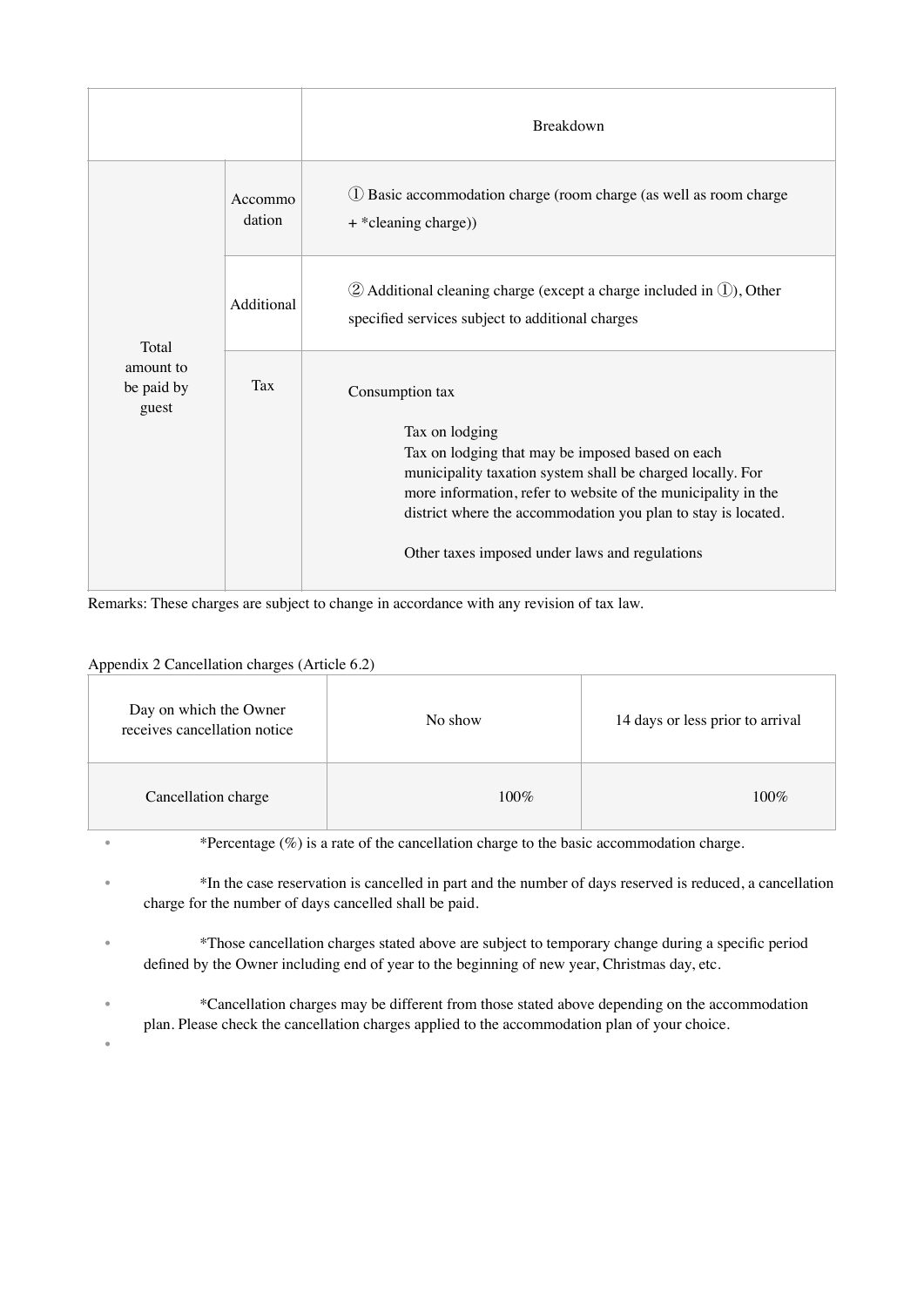| | | Breakdown |
|---|---|---|
| Total amount to be paid by guest | Accommodation | ① Basic accommodation charge (room charge (as well as room charge + *cleaning charge)) |
| | Additional | ② Additional cleaning charge (except a charge included in ①), Other specified services subject to additional charges |
| | Tax | Consumption tax<br><br>Tax on lodging<br>Tax on lodging that may be imposed based on each municipality taxation system shall be charged locally. For more information, refer to website of the municipality in the district where the accommodation you plan to stay is located.<br><br>Other taxes imposed under laws and regulations |

Remarks: These charges are subject to change in accordance with any revision of tax law.

Appendix 2 Cancellation charges (Article 6.2)

| Day on which the Owner receives cancellation notice | No show | 14 days or less prior to arrival |
|---|---|---|
| Cancellation charge | 100% | 100% |

- *Percentage (%) is a rate of the cancellation charge to the basic accommodation charge.
- *In the case reservation is cancelled in part and the number of days reserved is reduced, a cancellation charge for the number of days cancelled shall be paid.
- *Those cancellation charges stated above are subject to temporary change during a specific period defined by the Owner including end of year to the beginning of new year, Christmas day, etc.
- *Cancellation charges may be different from those stated above depending on the accommodation plan. Please check the cancellation charges applied to the accommodation plan of your choice.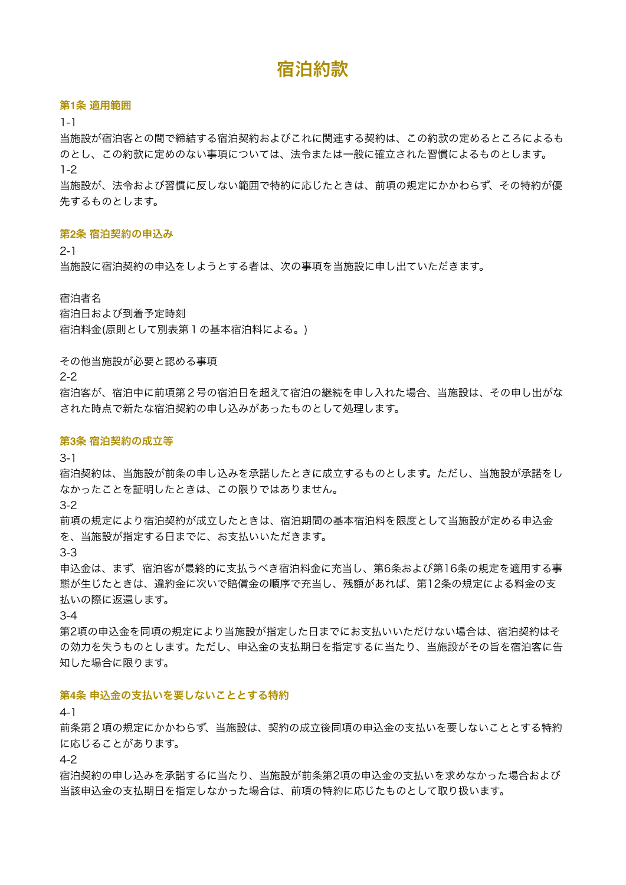# 宿泊約款

### 第1条 適用範囲

1-1

当施設が宿泊客との間で締結する宿泊契約およびこれに関連する契約は、この約款の定めるところによるものとし、この約款に定めのない事項については、法令または一般に確立された習慣によるものとします。

1-2

当施設が、法令および習慣に反しない範囲で特約に応じたときは、前項の規定にかかわらず、その特約が優先するものとします。

### 第2条 宿泊契約の申込み

2-1

当施設に宿泊契約の申込をしようとする者は、次の事項を当施設に申し出ていただきます。

宿泊者名
宿泊日および到着予定時刻
宿泊料金(原則として別表第１の基本宿泊料による。)

その他当施設が必要と認める事項

2-2

宿泊客が、宿泊中に前項第２号の宿泊日を超えて宿泊の継続を申し入れた場合、当施設は、その申し出がなされた時点で新たな宿泊契約の申し込みがあったものとして処理します。

### 第3条 宿泊契約の成立等

3-1

宿泊契約は、当施設が前条の申し込みを承諾したときに成立するものとします。ただし、当施設が承諾をしなかったことを証明したときは、この限りではありません。

3-2

前項の規定により宿泊契約が成立したときは、宿泊期間の基本宿泊料を限度として当施設が定める申込金を、当施設が指定する日までに、お支払いいただきます。

3-3

申込金は、まず、宿泊客が最終的に支払うべき宿泊料金に充当し、第6条および第16条の規定を適用する事態が生じたときは、違約金に次いで賠償金の順序で充当し、残額があれば、第12条の規定による料金の支払いの際に返還します。

3-4

第2項の申込金を同項の規定により当施設が指定した日までにお支払いいただけない場合は、宿泊契約はその効力を失うものとします。ただし、申込金の支払期日を指定するに当たり、当施設がその旨を宿泊客に告知した場合に限ります。

### 第4条 申込金の支払いを要しないこととする特約

4-1

前条第２項の規定にかかわらず、当施設は、契約の成立後同項の申込金の支払いを要しないこととする特約に応じることがあります。

4-2

宿泊契約の申し込みを承諾するに当たり、当施設が前条第2項の申込金の支払いを求めなかった場合および当該申込金の支払期日を指定しなかった場合は、前項の特約に応じたものとして取り扱います。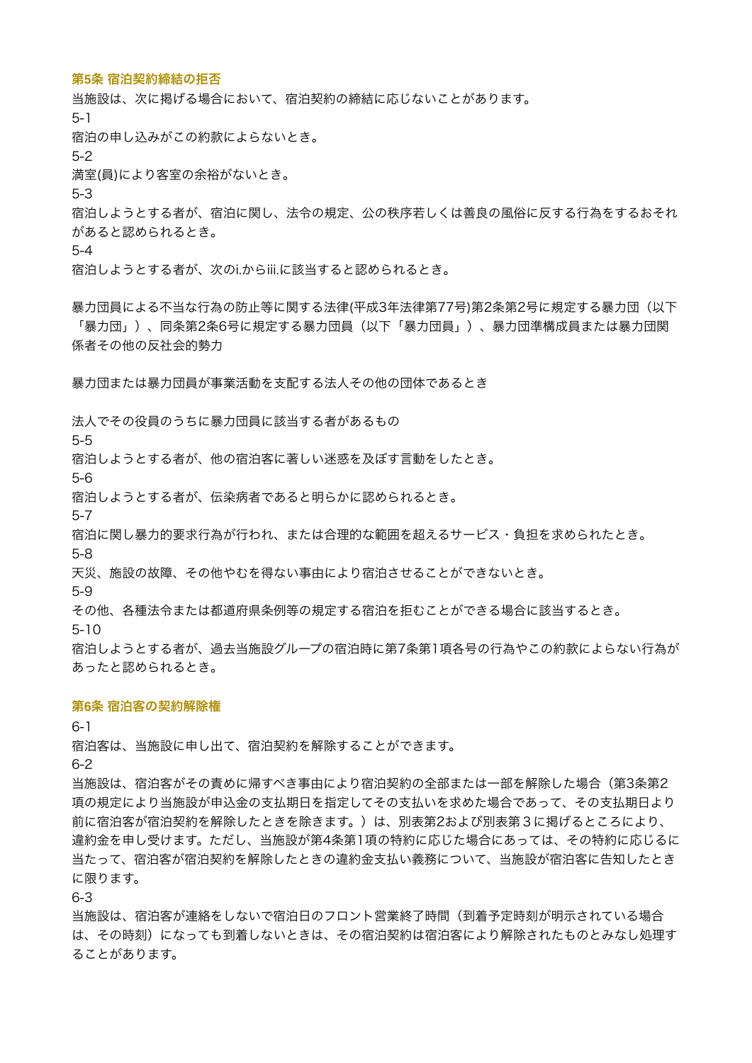### 第5条 宿泊契約締結の拒否

当施設は、次に掲げる場合において、宿泊契約の締結に応じないことがあります。

5-1

宿泊の申し込みがこの約款によらないとき。

5-2

満室(員)により客室の余裕がないとき。

5-3

宿泊しようとする者が、宿泊に関し、法令の規定、公の秩序若しくは善良の風俗に反する行為をするおそれがあると認められるとき。

5-4

宿泊しようとする者が、次のi.からiii.に該当すると認められるとき。

暴力団員による不当な行為の防止等に関する法律(平成3年法律第77号)第2条第2号に規定する暴力団（以下「暴力団」）、同条第2条6号に規定する暴力団員（以下「暴力団員」）、暴力団準構成員または暴力団関係者その他の反社会的勢力

暴力団または暴力団員が事業活動を支配する法人その他の団体であるとき

法人でその役員のうちに暴力団員に該当する者があるもの

5-5

宿泊しようとする者が、他の宿泊客に著しい迷惑を及ぼす言動をしたとき。

5-6

宿泊しようとする者が、伝染病者であると明らかに認められるとき。

5-7

宿泊に関し暴力的要求行為が行われ、または合理的な範囲を超えるサービス・負担を求められたとき。

5-8

天災、施設の故障、その他やむを得ない事由により宿泊させることができないとき。

5-9

その他、各種法令または都道府県条例等の規定する宿泊を拒むことができる場合に該当するとき。

5-10

宿泊しようとする者が、過去当施設グループの宿泊時に第7条第1項各号の行為やこの約款によらない行為があったと認められるとき。

### 第6条 宿泊客の契約解除権

6-1

宿泊客は、当施設に申し出て、宿泊契約を解除することができます。

6-2

当施設は、宿泊客がその責めに帰すべき事由により宿泊契約の全部または一部を解除した場合（第3条第2項の規定により当施設が申込金の支払期日を指定してその支払いを求めた場合であって、その支払期日より前に宿泊客が宿泊契約を解除したときを除きます。）は、別表第2および別表第３に掲げるところにより、違約金を申し受けます。ただし、当施設が第4条第1項の特約に応じた場合にあっては、その特約に応じるに当たって、宿泊客が宿泊契約を解除したときの違約金支払い義務について、当施設が宿泊客に告知したときに限ります。

6-3

当施設は、宿泊客が連絡をしないで宿泊日のフロント営業終了時間（到着予定時刻が明示されている場合は、その時刻）になっても到着しないときは、その宿泊契約は宿泊客により解除されたものとみなし処理することがあります。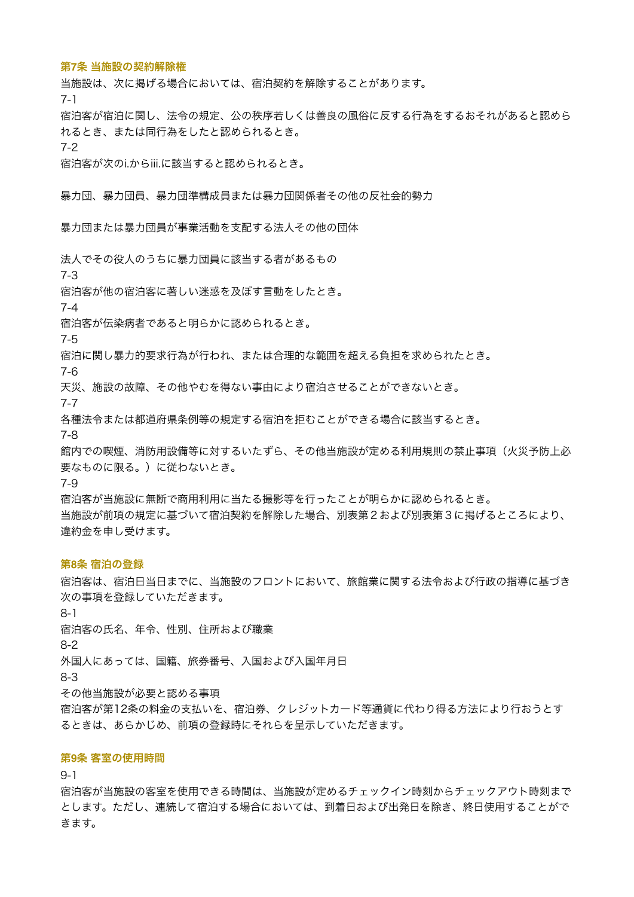### 第7条 当施設の契約解除権

当施設は、次に掲げる場合においては、宿泊契約を解除することがあります。

7-1

宿泊客が宿泊に関し、法令の規定、公の秩序若しくは善良の風俗に反する行為をするおそれがあると認められるとき、または同行為をしたと認められるとき。

7-2

宿泊客が次のi.からiii.に該当すると認められるとき。

暴力団、暴力団員、暴力団準構成員または暴力団関係者その他の反社会的勢力

暴力団または暴力団員が事業活動を支配する法人その他の団体

法人でその役人のうちに暴力団員に該当する者があるもの

7-3

宿泊客が他の宿泊客に著しい迷惑を及ぼす言動をしたとき。

7-4

宿泊客が伝染病者であると明らかに認められるとき。

7-5

宿泊に関し暴力的要求行為が行われ、または合理的な範囲を超える負担を求められたとき。

7-6

天災、施設の故障、その他やむを得ない事由により宿泊させることができないとき。

7-7

各種法令または都道府県条例等の規定する宿泊を拒むことができる場合に該当するとき。

7-8

館内での喫煙、消防用設備等に対するいたずら、その他当施設が定める利用規則の禁止事項（火災予防上必要なものに限る。）に従わないとき。

7-9

宿泊客が当施設に無断で商用利用に当たる撮影等を行ったことが明らかに認められるとき。

当施設が前項の規定に基づいて宿泊契約を解除した場合、別表第２および別表第３に掲げるところにより、違約金を申し受けます。

### 第8条 宿泊の登録

宿泊客は、宿泊日当日までに、当施設のフロントにおいて、旅館業に関する法令および行政の指導に基づき次の事項を登録していただきます。

8-1

宿泊客の氏名、年令、性別、住所および職業

8-2

外国人にあっては、国籍、旅券番号、入国および入国年月日

8-3

その他当施設が必要と認める事項

宿泊客が第12条の料金の支払いを、宿泊券、クレジットカード等通貨に代わり得る方法により行おうとするときは、あらかじめ、前項の登録時にそれらを呈示していただきます。

### 第9条 客室の使用時間

9-1

宿泊客が当施設の客室を使用できる時間は、当施設が定めるチェックイン時刻からチェックアウト時刻までとします。ただし、連続して宿泊する場合においては、到着日および出発日を除き、終日使用することができます。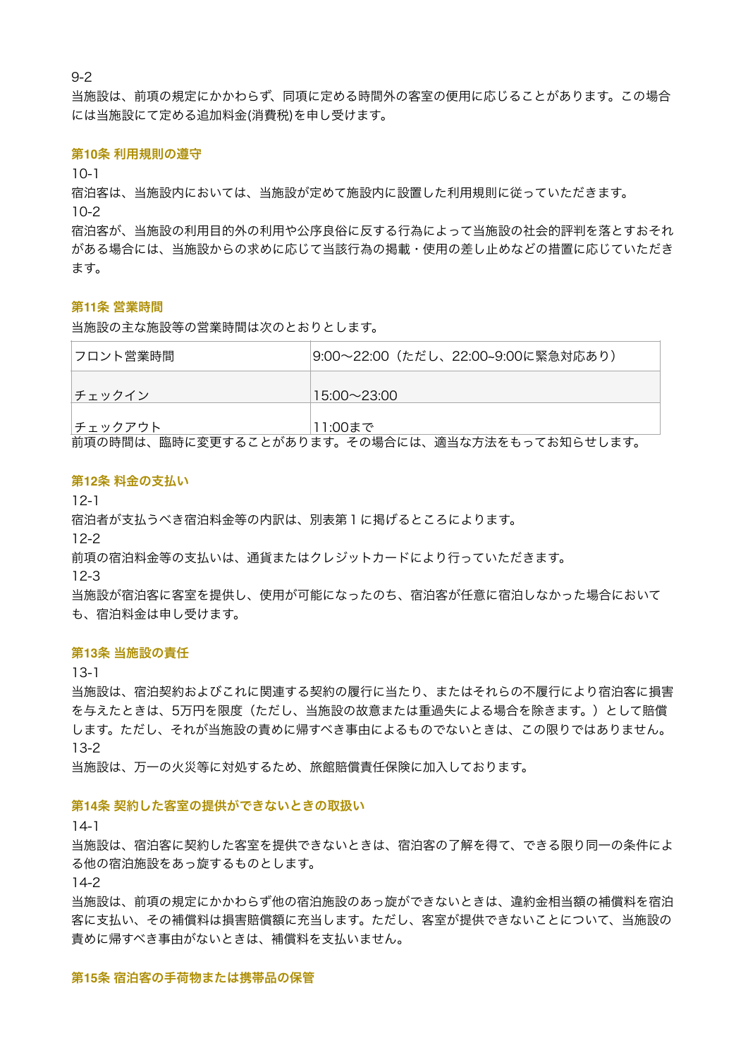9-2
当施設は、前項の規定にかかわらず、同項に定める時間外の客室の使用に応じることがあります。この場合には当施設にて定める追加料金(消費税)を申し受けます。

### 第10条 利用規則の遵守

10-1
宿泊客は、当施設内においては、当施設が定めて施設内に設置した利用規則に従っていただきます。
10-2
宿泊客が、当施設の利用目的外の利用や公序良俗に反する行為によって当施設の社会的評判を落とすおそれがある場合には、当施設からの求めに応じて当該行為の掲載・使用の差し止めなどの措置に応じていただきます。

### 第11条 営業時間

当施設の主な施設等の営業時間は次のとおりとします。

| フロント営業時間 | 9:00〜22:00（ただし、22:00~9:00に緊急対応あり） |
|---|---|
| チェックイン | 15:00〜23:00 |
| チェックアウト | 11:00まで |

前項の時間は、臨時に変更することがあります。その場合には、適当な方法をもってお知らせします。

### 第12条 料金の支払い

12-1
宿泊者が支払うべき宿泊料金等の内訳は、別表第１に掲げるところによります。
12-2
前項の宿泊料金等の支払いは、通貨またはクレジットカードにより行っていただきます。
12-3
当施設が宿泊客に客室を提供し、使用が可能になったのち、宿泊客が任意に宿泊しなかった場合においても、宿泊料金は申し受けます。

### 第13条 当施設の責任

13-1
当施設は、宿泊契約およびこれに関連する契約の履行に当たり、またはそれらの不履行により宿泊客に損害を与えたときは、5万円を限度（ただし、当施設の故意または重過失による場合を除きます。）として賠償します。ただし、それが当施設の責めに帰すべき事由によるものでないときは、この限りではありません。
13-2
当施設は、万一の火災等に対処するため、旅館賠償責任保険に加入しております。

### 第14条 契約した客室の提供ができないときの取扱い

14-1
当施設は、宿泊客に契約した客室を提供できないときは、宿泊客の了解を得て、できる限り同一の条件による他の宿泊施設をあっ旋するものとします。
14-2
当施設は、前項の規定にかかわらず他の宿泊施設のあっ旋ができないときは、違約金相当額の補償料を宿泊客に支払い、その補償料は損害賠償額に充当します。ただし、客室が提供できないことについて、当施設の責めに帰すべき事由がないときは、補償料を支払いません。

### 第15条 宿泊客の手荷物または携帯品の保管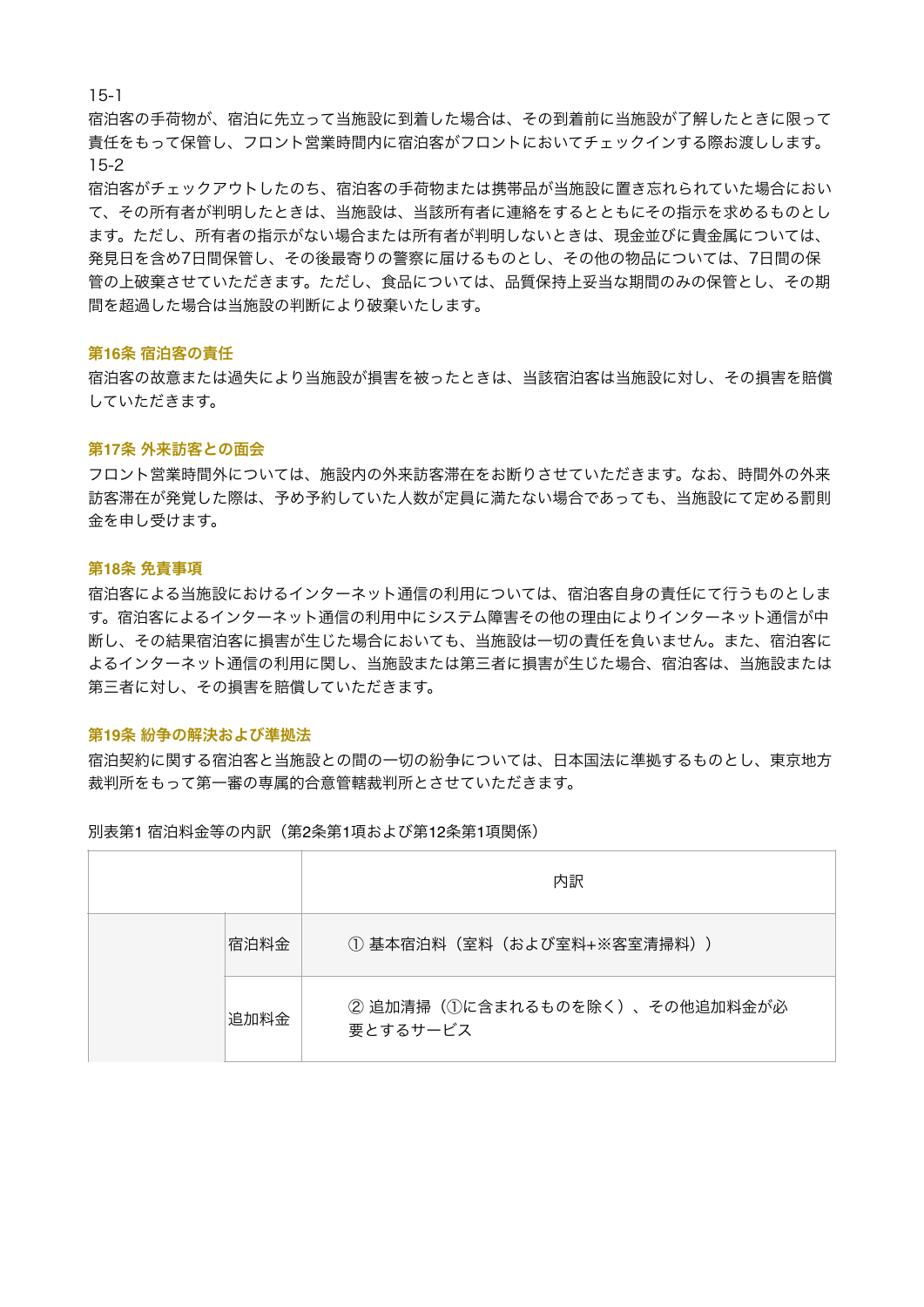15-1
宿泊客の手荷物が、宿泊に先立って当施設に到着した場合は、その到着前に当施設が了解したときに限って責任をもって保管し、フロント営業時間内に宿泊客がフロントにおいてチェックインする際お渡しします。
15-2
宿泊客がチェックアウトしたのち、宿泊客の手荷物または携帯品が当施設に置き忘れられていた場合において、その所有者が判明したときは、当施設は、当該所有者に連絡をするとともにその指示を求めるものとします。ただし、所有者の指示がない場合または所有者が判明しないときは、現金並びに貴金属については、発見日を含め7日間保管し、その後最寄りの警察に届けるものとし、その他の物品については、7日間の保管の上破棄させていただきます。ただし、食品については、品質保持上妥当な期間のみの保管とし、その期間を超過した場合は当施設の判断により破棄いたします。

### 第16条 宿泊客の責任

宿泊客の故意または過失により当施設が損害を被ったときは、当該宿泊客は当施設に対し、その損害を賠償していただきます。

### 第17条 外来訪客との面会

フロント営業時間外については、施設内の外来訪客滞在をお断りさせていただきます。なお、時間外の外来訪客滞在が発覚した際は、予め予約していた人数が定員に満たない場合であっても、当施設にて定める罰則金を申し受けます。

### 第18条 免責事項

宿泊客による当施設におけるインターネット通信の利用については、宿泊客自身の責任にて行うものとします。宿泊客によるインターネット通信の利用中にシステム障害その他の理由によりインターネット通信が中断し、その結果宿泊客に損害が生じた場合においても、当施設は一切の責任を負いません。また、宿泊客によるインターネット通信の利用に関し、当施設または第三者に損害が生じた場合、宿泊客は、当施設または第三者に対し、その損害を賠償していただきます。

### 第19条 紛争の解決および準拠法

宿泊契約に関する宿泊客と当施設との間の一切の紛争については、日本国法に準拠するものとし、東京地方裁判所をもって第一審の専属的合意管轄裁判所とさせていただきます。

別表第1 宿泊料金等の内訳（第2条第1項および第12条第1項関係）

| | | 内訳 |
|---|---|---|
| | 宿泊料金 | ① 基本宿泊料（室料（および室料+※客室清掃料）） |
| | 追加料金 | ② 追加清掃（①に含まれるものを除く）、その他追加料金が必要とするサービス |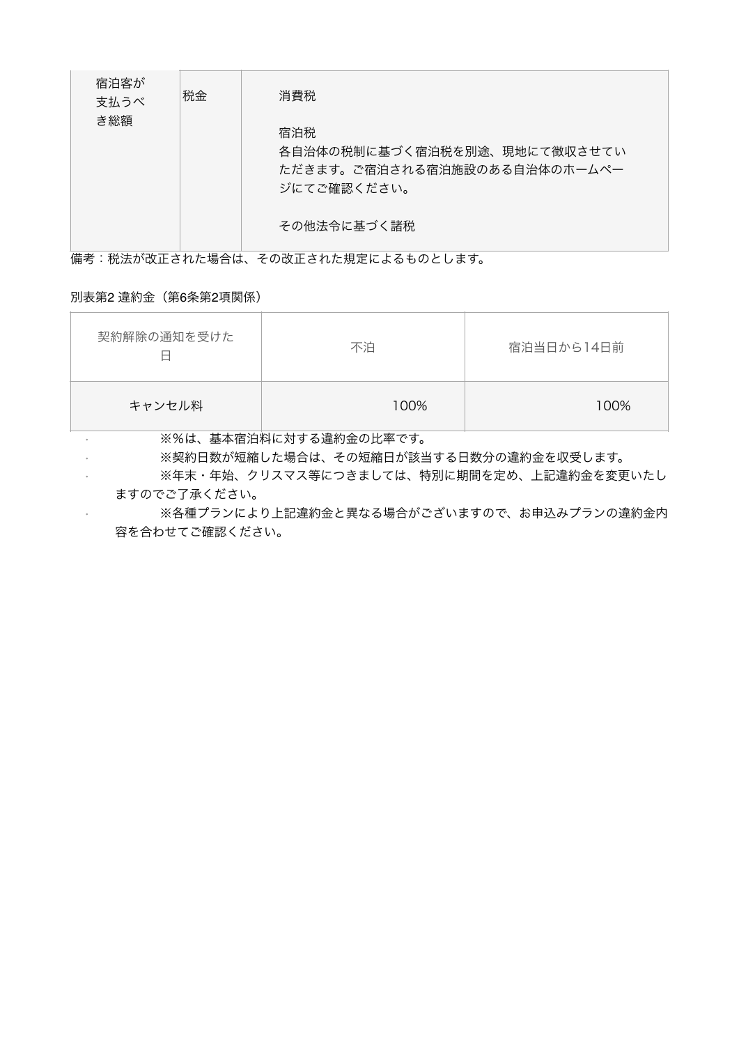| | | |
|---|---|---|
| 宿泊客が支払うべき総額 | 税金 | 消費税<br><br>宿泊税<br>各自治体の税制に基づく宿泊税を別途、現地にて徴収させていただきます。ご宿泊される宿泊施設のある自治体のホームページにてご確認ください。<br><br>その他法令に基づく諸税 |

備考：税法が改正された場合は、その改正された規定によるものとします。

別表第2 違約金（第6条第2項関係）

| 契約解除の通知を受けた日 | 不泊 | 宿泊当日から14日前 |
|---|---|---|
| キャンセル料 | 100% | 100% |

- ※%は、基本宿泊料に対する違約金の比率です。
- ※契約日数が短縮した場合は、その短縮日が該当する日数分の違約金を収受します。
- ※年末・年始、クリスマス等につきましては、特別に期間を定め、上記違約金を変更いたしますのでご了承ください。
- ※各種プランにより上記違約金と異なる場合がございますので、お申込みプランの違約金内容を合わせてご確認ください。